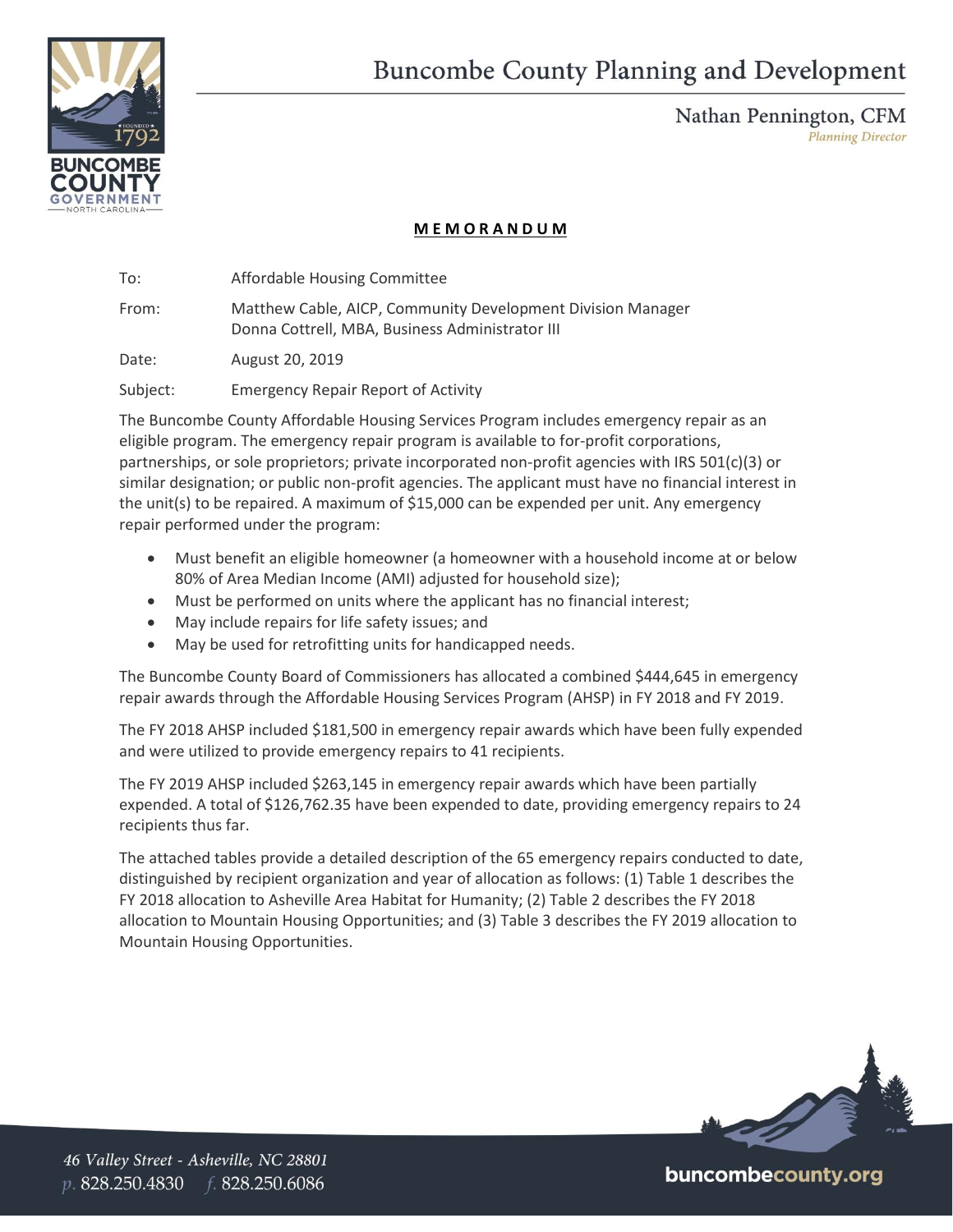# Buncombe County Planning and Development

Nathan Pennington, CFM
*Planning Director*

**M E M O R A N D U M**

To: Affordable Housing Committee

From: Matthew Cable, AICP, Community Development Division Manager
Donna Cottrell, MBA, Business Administrator III

Date: August 20, 2019

Subject: Emergency Repair Report of Activity

The Buncombe County Affordable Housing Services Program includes emergency repair as an eligible program. The emergency repair program is available to for-profit corporations, partnerships, or sole proprietors; private incorporated non-profit agencies with IRS 501(c)(3) or similar designation; or public non-profit agencies. The applicant must have no financial interest in the unit(s) to be repaired. A maximum of $15,000 can be expended per unit. Any emergency repair performed under the program:

- Must benefit an eligible homeowner (a homeowner with a household income at or below 80% of Area Median Income (AMI) adjusted for household size);
- Must be performed on units where the applicant has no financial interest;
- May include repairs for life safety issues; and
- May be used for retrofitting units for handicapped needs.

The Buncombe County Board of Commissioners has allocated a combined $444,645 in emergency repair awards through the Affordable Housing Services Program (AHSP) in FY 2018 and FY 2019.

The FY 2018 AHSP included $181,500 in emergency repair awards which have been fully expended and were utilized to provide emergency repairs to 41 recipients.

The FY 2019 AHSP included $263,145 in emergency repair awards which have been partially expended. A total of $126,762.35 have been expended to date, providing emergency repairs to 24 recipients thus far.

The attached tables provide a detailed description of the 65 emergency repairs conducted to date, distinguished by recipient organization and year of allocation as follows: (1) Table 1 describes the FY 2018 allocation to Asheville Area Habitat for Humanity; (2) Table 2 describes the FY 2018 allocation to Mountain Housing Opportunities; and (3) Table 3 describes the FY 2019 allocation to Mountain Housing Opportunities.

46 Valley Street - Asheville, NC 28801
p. 828.250.4830 f. 828.250.6086
buncombecounty.org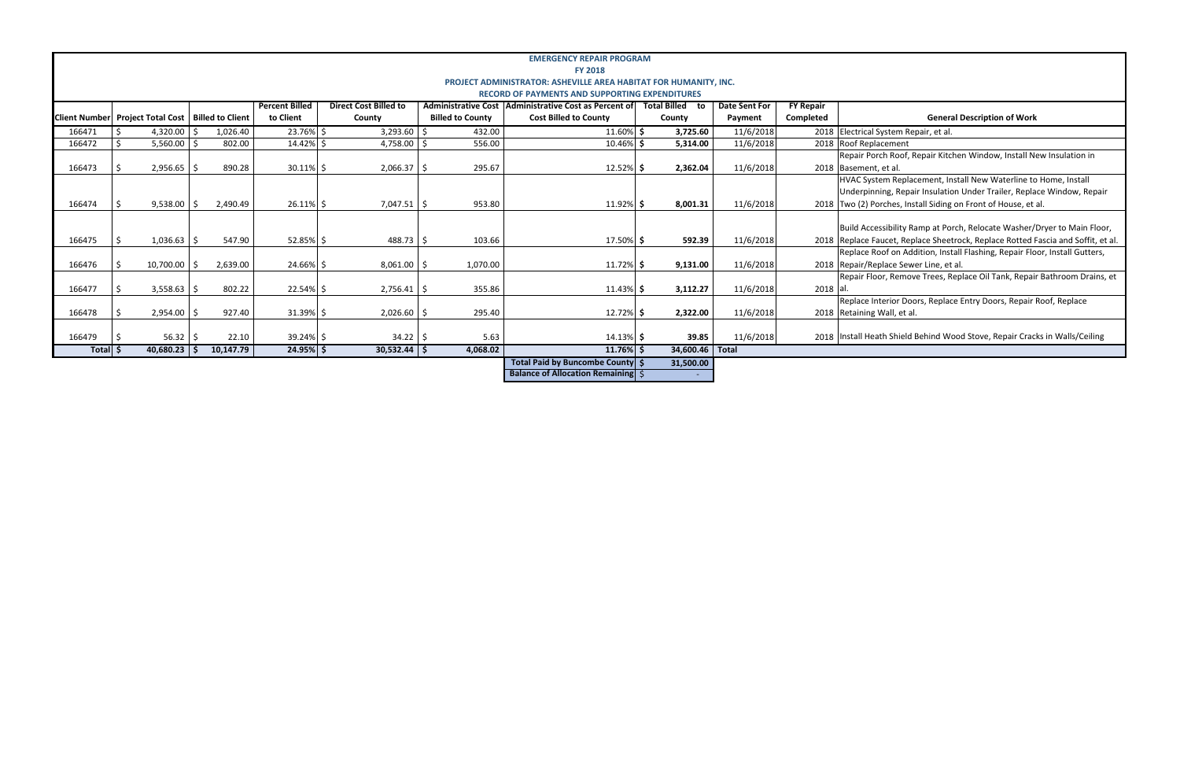**EMERGENCY REPAIR PROGRAM**

**FY 2018**

**PROJECT ADMINISTRATOR: ASHEVILLE AREA HABITAT FOR HUMANITY, INC.**

**RECORD OF PAYMENTS AND SUPPORTING EXPENDITURES**

| Client Number | Project Total Cost | Billed to Client | Percent Billed to Client | Direct Cost Billed to County | Administrative Cost Billed to County | Administrative Cost as Percent of Cost Billed to County | Total Billed to County | Date Sent For Payment | FY Repair Completed | General Description of Work |
|---|---|---|---|---|---|---|---|---|---|---|
| 166471 | $ 4,320.00 | $ 1,026.40 | 23.76% | $ 3,293.60 | $ 432.00 | 11.60% | **$ 3,725.60** | 11/6/2018 | 2018 | Electrical System Repair, et al. |
| 166472 | $ 5,560.00 | $ 802.00 | 14.42% | $ 4,758.00 | $ 556.00 | 10.46% | **$ 5,314.00** | 11/6/2018 | 2018 | Roof Replacement |
| 166473 | $ 2,956.65 | $ 890.28 | 30.11% | $ 2,066.37 | $ 295.67 | 12.52% | **$ 2,362.04** | 11/6/2018 | 2018 | Repair Porch Roof, Repair Kitchen Window, Install New Insulation in Basement, et al. |
| 166474 | $ 9,538.00 | $ 2,490.49 | 26.11% | $ 7,047.51 | $ 953.80 | 11.92% | **$ 8,001.31** | 11/6/2018 | 2018 | HVAC System Replacement, Install New Waterline to Home, Install Underpinning, Repair Insulation Under Trailer, Replace Window, Repair Two (2) Porches, Install Siding on Front of House, et al. |
| 166475 | $ 1,036.63 | $ 547.90 | 52.85% | $ 488.73 | $ 103.66 | 17.50% | **$ 592.39** | 11/6/2018 | 2018 | Build Accessibility Ramp at Porch, Relocate Washer/Dryer to Main Floor, Replace Faucet, Replace Sheetrock, Replace Rotted Fascia and Soffit, et al. |
| 166476 | $ 10,700.00 | $ 2,639.00 | 24.66% | $ 8,061.00 | $ 1,070.00 | 11.72% | **$ 9,131.00** | 11/6/2018 | 2018 | Replace Roof on Addition, Install Flashing, Repair Floor, Install Gutters, Repair/Replace Sewer Line, et al. |
| 166477 | $ 3,558.63 | $ 802.22 | 22.54% | $ 2,756.41 | $ 355.86 | 11.43% | **$ 3,112.27** | 11/6/2018 | 2018 | Repair Floor, Remove Trees, Replace Oil Tank, Repair Bathroom Drains, et al. |
| 166478 | $ 2,954.00 | $ 927.40 | 31.39% | $ 2,026.60 | $ 295.40 | 12.72% | **$ 2,322.00** | 11/6/2018 | 2018 | Replace Interior Doors, Replace Entry Doors, Repair Roof, Replace Retaining Wall, et al. |
| 166479 | $ 56.32 | $ 22.10 | 39.24% | $ 34.22 | $ 5.63 | 14.13% | **$ 39.85** | 11/6/2018 | 2018 | Install Heath Shield Behind Wood Stove, Repair Cracks in Walls/Ceiling |
| **Total** | **$ 40,680.23** | **$ 10,147.79** | **24.95%** | **$ 30,532.44** | **$ 4,068.02** | **11.76%** | **$ 34,600.46** | **Total** | | |
| | | | | | | **Total Paid by Buncombe County** | **$ 31,500.00** | | | |
| | | | | | | **Balance of Allocation Remaining** | $ - | | | |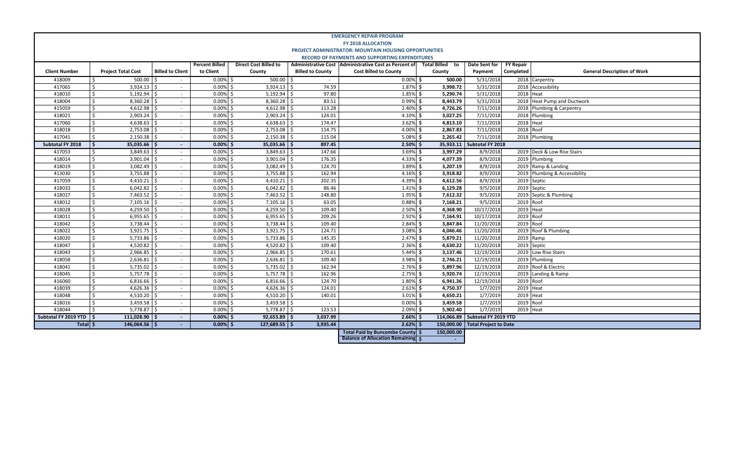# EMERGENCY REPAIR PROGRAM

## FY 2018 ALLOCATION

## PROJECT ADMINISTRATOR: MOUNTAIN HOUSING OPPORTUNITIES

## RECORD OF PAYMENTS AND SUPPORTING EXPENDITURES

| Client Number | Project Total Cost | Billed to Client | Percent Billed to Client | Direct Cost Billed to County | Administrative Cost Billed to County | Administrative Cost as Percent of Cost Billed to County | Total Billed to County | Date Sent for Payment | FY Repair Completed | General Description of Work |
|---|---|---|---|---|---|---|---|---|---|---|
| 418009 | $ 500.00 | $ - | 0.00% | $ 500.00 | $ - | 0.00% | $ 500.00 | 5/31/2018 | 2018 | Carpentry |
| 417065 | $ 3,924.13 | $ - | 0.00% | $ 3,924.13 | $ 74.59 | 1.87% | $ 3,998.72 | 5/31/2018 | 2018 | Accessibility |
| 418010 | $ 5,192.94 | $ - | 0.00% | $ 5,192.94 | $ 97.80 | 1.85% | $ 5,290.74 | 5/31/2018 | 2018 | Heat |
| 418004 | $ 8,360.28 | $ - | 0.00% | $ 8,360.28 | $ 83.51 | 0.99% | $ 8,443.79 | 5/31/2018 | 2018 | Heat Pump and Ductwork |
| 415059 | $ 4,612.98 | $ - | 0.00% | $ 4,612.98 | $ 113.28 | 2.40% | $ 4,726.26 | 7/11/2018 | 2018 | Plumbing & Carpentry |
| 418021 | $ 2,903.24 | $ - | 0.00% | $ 2,903.24 | $ 124.01 | 4.10% | $ 3,027.25 | 7/11/2018 | 2018 | Plumbing |
| 417060 | $ 4,638.63 | $ - | 0.00% | $ 4,638.63 | $ 174.47 | 3.62% | $ 4,813.10 | 7/11/2018 | 2018 | Heat |
| 418018 | $ 2,753.08 | $ - | 0.00% | $ 2,753.08 | $ 114.75 | 4.00% | $ 2,867.83 | 7/11/2018 | 2018 | Roof |
| 417041 | $ 2,150.38 | $ - | 0.00% | $ 2,150.38 | $ 115.04 | 5.08% | $ 2,265.42 | 7/11/2018 | 2018 | Plumbing |
| **Subtotal FY 2018** | **$ 35,035.66** | **$ -** | **0.00%** | **$ 35,035.66** | **$ 897.45** | **2.50%** | **$ 35,933.11** | **Subtotal FY 2018** | | |
| 417053 | $ 3,849.63 | $ - | 0.00% | $ 3,849.63 | $ 147.66 | 3.69% | $ 3,997.29 | 8/9/2018 | 2019 | Deck & Low Rise Stairs |
| 418014 | $ 3,901.04 | $ - | 0.00% | $ 3,901.04 | $ 176.35 | 4.33% | $ 4,077.39 | 8/9/2018 | 2019 | Plumbing |
| 418019 | $ 3,082.49 | $ - | 0.00% | $ 3,082.49 | $ 124.70 | 3.89% | $ 3,207.19 | 8/9/2018 | 2019 | Ramp & Landing |
| 413030 | $ 3,755.88 | $ - | 0.00% | $ 3,755.88 | $ 162.94 | 4.16% | $ 3,918.82 | 8/9/2018 | 2019 | Plumbing & Accessibility |
| 417059 | $ 4,410.21 | $ - | 0.00% | $ 4,410.21 | $ 202.35 | 4.39% | $ 4,612.56 | 8/9/2018 | 2019 | Septic |
| 418033 | $ 6,042.82 | $ - | 0.00% | $ 6,042.82 | $ 86.46 | 1.41% | $ 6,129.28 | 9/5/2018 | 2019 | Septic |
| 418027 | $ 7,463.52 | $ - | 0.00% | $ 7,463.52 | $ 148.80 | 1.95% | $ 7,612.32 | 9/5/2018 | 2019 | Septic & Plumbing |
| 418012 | $ 7,105.16 | $ - | 0.00% | $ 7,105.16 | $ 63.05 | 0.88% | $ 7,168.21 | 9/5/2018 | 2019 | Roof |
| 418028 | $ 4,259.50 | $ - | 0.00% | $ 4,259.50 | $ 109.40 | 2.50% | $ 4,368.90 | 10/17/2018 | 2019 | Heat |
| 418011 | $ 6,955.65 | $ - | 0.00% | $ 6,955.65 | $ 209.26 | 2.92% | $ 7,164.91 | 10/17/2018 | 2019 | Roof |
| 418042 | $ 3,738.44 | $ - | 0.00% | $ 3,738.44 | $ 109.40 | 2.84% | $ 3,847.84 | 11/20/2018 | 2019 | Roof |
| 418022 | $ 3,921.75 | $ - | 0.00% | $ 3,921.75 | $ 124.71 | 3.08% | $ 4,046.46 | 11/20/2018 | 2019 | Roof & Plumbing |
| 418020 | $ 5,733.86 | $ - | 0.00% | $ 5,733.86 | $ 145.35 | 2.47% | $ 5,879.21 | 11/20/2018 | 2019 | Ramp |
| 418047 | $ 4,520.82 | $ - | 0.00% | $ 4,520.82 | $ 109.40 | 2.36% | $ 4,630.22 | 11/20/2018 | 2019 | Septic |
| 418043 | $ 2,966.85 | $ - | 0.00% | $ 2,966.85 | $ 170.61 | 5.44% | $ 3,137.46 | 12/19/2018 | 2019 | Low Rise Stairs |
| 418058 | $ 2,636.81 | $ - | 0.00% | $ 2,636.81 | $ 109.40 | 3.98% | $ 2,746.21 | 12/19/2018 | 2019 | Plumbing |
| 418041 | $ 5,735.02 | $ - | 0.00% | $ 5,735.02 | $ 162.94 | 2.76% | $ 5,897.96 | 12/19/2018 | 2019 | Roof & Electric |
| 418045 | $ 5,757.78 | $ - | 0.00% | $ 5,757.78 | $ 162.96 | 2.75% | $ 5,920.74 | 12/19/2018 | 2019 | Landing & Ramp |
| 416060 | $ 6,816.66 | $ - | 0.00% | $ 6,816.66 | $ 124.70 | 1.80% | $ 6,941.36 | 12/19/2018 | 2019 | Roof |
| 418039 | $ 4,626.36 | $ - | 0.00% | $ 4,626.36 | $ 124.01 | 2.61% | $ 4,750.37 | 1/7/2019 | 2019 | Heat |
| 418048 | $ 4,510.20 | $ - | 0.00% | $ 4,510.20 | $ 140.01 | 3.01% | $ 4,650.21 | 1/7/2019 | 2019 | Heat |
| 418016 | $ 3,459.58 | $ - | 0.00% | $ 3,459.58 | $ - | 0.00% | $ 3,459.58 | 1/7/2019 | 2019 | Roof |
| 418044 | $ 5,778.87 | $ - | 0.00% | $ 5,778.87 | $ 123.53 | 2.09% | $ 5,902.40 | 1/7/2019 | 2019 | Heat |
| **Subtotal FY 2019 YTD** | **$ 111,028.90** | **$ -** | **0.00%** | **$ 92,653.89** | **$ 3,037.99** | **2.66%** | **$ 114,066.89** | **Subtotal FY 2019 YTD** | | |
| **Total** | **$ 146,064.56** | **$ -** | **0.00%** | **$ 127,689.55** | **$ 3,935.44** | **2.62%** | **$ 150,000.00** | **Total Project to Date** | | |
| | | | | | | **Total Paid by Buncombe County** | **$ 150,000.00** | | | |
| | | | | | | **Balance of Allocation Remaining** | **$ -** | | | |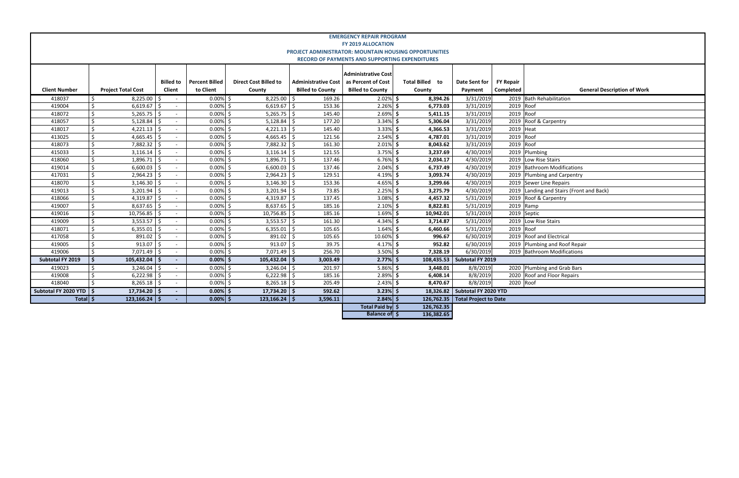**EMERGENCY REPAIR PROGRAM**
**FY 2019 ALLOCATION**
**PROJECT ADMINISTRATOR: MOUNTAIN HOUSING OPPORTUNITIES**
**RECORD OF PAYMENTS AND SUPPORTING EXPENDITURES**

| Client Number | Project Total Cost | Billed to Client | Percent Billed to Client | Direct Cost Billed to County | Administrative Cost Billed to County | Administrative Cost as Percent of Cost Billed to County | Total Billed to County | Date Sent for Payment | FY Repair Completed | General Description of Work |
|---|---|---|---|---|---|---|---|---|---|---|
| 418037 | $ 8,225.00 | $ - | 0.00% | $ 8,225.00 | $ 169.26 | 2.02% | $ 8,394.26 | 3/31/2019 | 2019 | Bath Rehabilitation |
| 419004 | $ 6,619.67 | $ - | 0.00% | $ 6,619.67 | $ 153.36 | 2.26% | $ 6,773.03 | 3/31/2019 | 2019 | Roof |
| 418072 | $ 5,265.75 | $ - | 0.00% | $ 5,265.75 | $ 145.40 | 2.69% | $ 5,411.15 | 3/31/2019 | 2019 | Roof |
| 418057 | $ 5,128.84 | $ - | 0.00% | $ 5,128.84 | $ 177.20 | 3.34% | $ 5,306.04 | 3/31/2019 | 2019 | Roof & Carpentry |
| 418017 | $ 4,221.13 | $ - | 0.00% | $ 4,221.13 | $ 145.40 | 3.33% | $ 4,366.53 | 3/31/2019 | 2019 | Heat |
| 413025 | $ 4,665.45 | $ - | 0.00% | $ 4,665.45 | $ 121.56 | 2.54% | $ 4,787.01 | 3/31/2019 | 2019 | Roof |
| 418073 | $ 7,882.32 | $ - | 0.00% | $ 7,882.32 | $ 161.30 | 2.01% | $ 8,043.62 | 3/31/2019 | 2019 | Roof |
| 415033 | $ 3,116.14 | $ - | 0.00% | $ 3,116.14 | $ 121.55 | 3.75% | $ 3,237.69 | 4/30/2019 | 2019 | Plumbing |
| 418060 | $ 1,896.71 | $ - | 0.00% | $ 1,896.71 | $ 137.46 | 6.76% | $ 2,034.17 | 4/30/2019 | 2019 | Low Rise Stairs |
| 419014 | $ 6,600.03 | $ - | 0.00% | $ 6,600.03 | $ 137.46 | 2.04% | $ 6,737.49 | 4/30/2019 | 2019 | Bathroom Modifications |
| 417031 | $ 2,964.23 | $ - | 0.00% | $ 2,964.23 | $ 129.51 | 4.19% | $ 3,093.74 | 4/30/2019 | 2019 | Plumbing and Carpentry |
| 418070 | $ 3,146.30 | $ - | 0.00% | $ 3,146.30 | $ 153.36 | 4.65% | $ 3,299.66 | 4/30/2019 | 2019 | Sewer Line Repairs |
| 419013 | $ 3,201.94 | $ - | 0.00% | $ 3,201.94 | $ 73.85 | 2.25% | $ 3,275.79 | 4/30/2019 | 2019 | Landing and Stairs (Front and Back) |
| 418066 | $ 4,319.87 | $ - | 0.00% | $ 4,319.87 | $ 137.45 | 3.08% | $ 4,457.32 | 5/31/2019 | 2019 | Roof & Carpentry |
| 419007 | $ 8,637.65 | $ - | 0.00% | $ 8,637.65 | $ 185.16 | 2.10% | $ 8,822.81 | 5/31/2019 | 2019 | Ramp |
| 419016 | $ 10,756.85 | $ - | 0.00% | $ 10,756.85 | $ 185.16 | 1.69% | $ 10,942.01 | 5/31/2019 | 2019 | Septic |
| 419009 | $ 3,553.57 | $ - | 0.00% | $ 3,553.57 | $ 161.30 | 4.34% | $ 3,714.87 | 5/31/2019 | 2019 | Low Rise Stairs |
| 418071 | $ 6,355.01 | $ - | 0.00% | $ 6,355.01 | $ 105.65 | 1.64% | $ 6,460.66 | 5/31/2019 | 2019 | Roof |
| 417058 | $ 891.02 | $ - | 0.00% | $ 891.02 | $ 105.65 | 10.60% | $ 996.67 | 6/30/2019 | 2019 | Roof and Electrical |
| 419005 | $ 913.07 | $ - | 0.00% | $ 913.07 | $ 39.75 | 4.17% | $ 952.82 | 6/30/2019 | 2019 | Plumbing and Roof Repair |
| 419006 | $ 7,071.49 | $ - | 0.00% | $ 7,071.49 | $ 256.70 | 3.50% | $ 7,328.19 | 6/30/2019 | 2019 | Bathroom Modifications |
| **Subtotal FY 2019** | **$ 105,432.04** | **$ -** | **0.00%** | **$ 105,432.04** | **$ 3,003.49** | **2.77%** | **$ 108,435.53** | **Subtotal FY 2019** | | |
| 419023 | $ 3,246.04 | $ - | 0.00% | $ 3,246.04 | $ 201.97 | 5.86% | $ 3,448.01 | 8/8/2019 | 2020 | Plumbing and Grab Bars |
| 419008 | $ 6,222.98 | $ - | 0.00% | $ 6,222.98 | $ 185.16 | 2.89% | $ 6,408.14 | 8/8/2019 | 2020 | Roof and Floor Repairs |
| 418040 | $ 8,265.18 | $ - | 0.00% | $ 8,265.18 | $ 205.49 | 2.43% | $ 8,470.67 | 8/8/2019 | 2020 | Roof |
| **Subtotal FY 2020 YTD** | **$ 17,734.20** | **$ -** | **0.00%** | **$ 17,734.20** | **$ 592.62** | **3.23%** | **$ 18,326.82** | **Subtotal FY 2020 YTD** | | |
| **Total** | **$ 123,166.24** | **$ -** | **0.00%** | **$ 123,166.24** | **$ 3,596.11** | **2.84%** | **$ 126,762.35** | **Total Project to Date** | | |
| | | | | | | **Total Paid by** | **$ 126,762.35** | | | |
| | | | | | | **Balance of** | **$ 136,382.65** | | | |